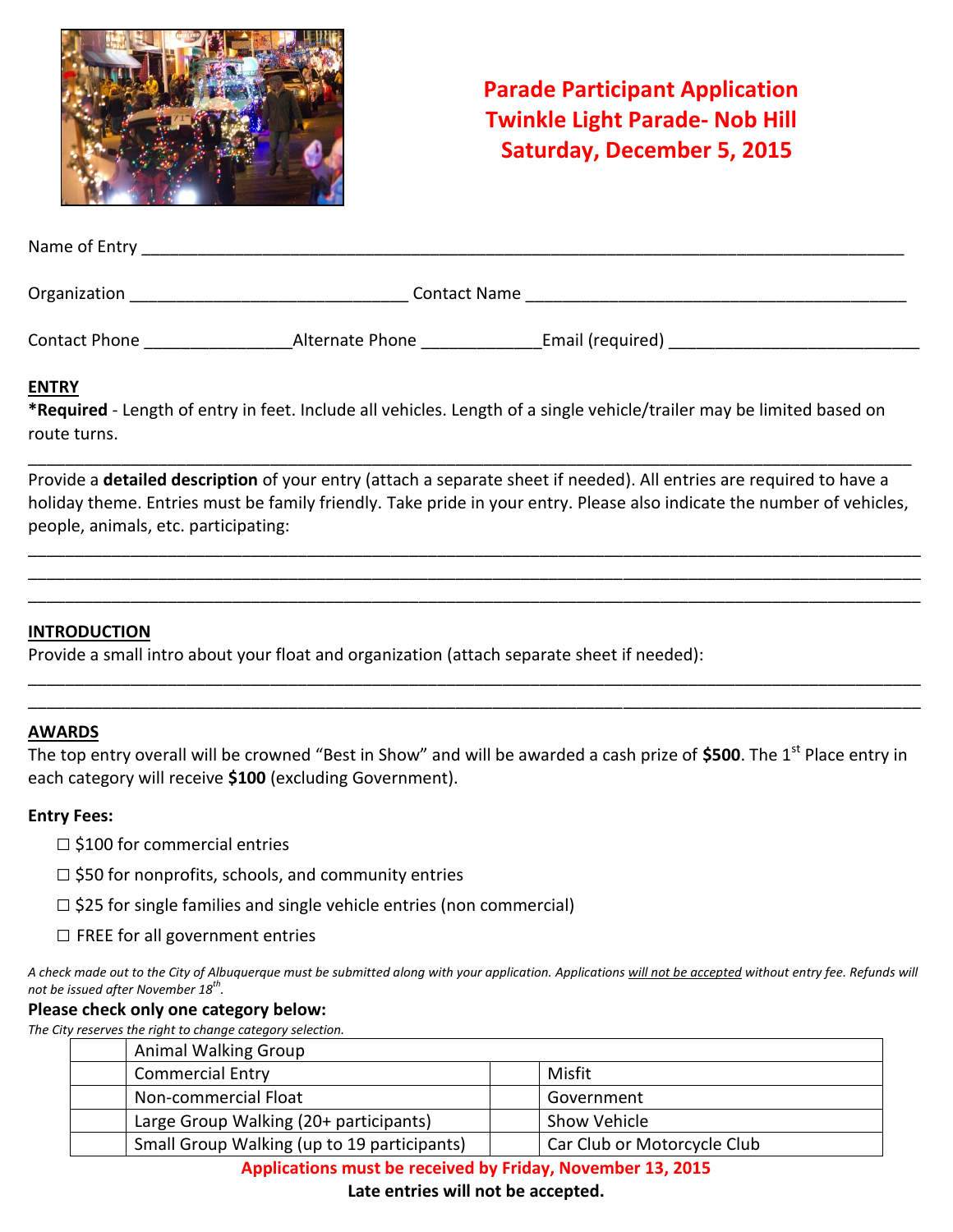# Parade Participant Application
# Twinkle Light Parade- Nob Hill
# Saturday, December 5, 2015

Name of Entry ___________________________________________________________________________

Organization ______________________________ Contact Name ___________________________________________

Contact Phone _______________ Alternate Phone ____________ Email (required) __________________________

## ENTRY

**\*Required** - Length of entry in feet. Include all vehicles. Length of a single vehicle/trailer may be limited based on route turns.

___________________________________________________________________________________________

Provide a **detailed description** of your entry (attach a separate sheet if needed). All entries are required to have a holiday theme. Entries must be family friendly. Take pride in your entry. Please also indicate the number of vehicles, people, animals, etc. participating:

___________________________________________________________________________________________
___________________________________________________________________________________________
___________________________________________________________________________________________

## INTRODUCTION

Provide a small intro about your float and organization (attach separate sheet if needed):

___________________________________________________________________________________________
___________________________________________________________________________________________

## AWARDS

The top entry overall will be crowned "Best in Show" and will be awarded a cash prize of **$500**. The 1st Place entry in each category will receive **$100** (excluding Government).

**Entry Fees:**

- ☐ $100 for commercial entries
- ☐ $50 for nonprofits, schools, and community entries
- ☐ $25 for single families and single vehicle entries (non commercial)
- ☐ FREE for all government entries

*A check made out to the City of Albuquerque must be submitted along with your application. Applications will not be accepted without entry fee. Refunds will not be issued after November 18th.*

**Please check only one category below:**

*The City reserves the right to change category selection.*

| | Category | | Category |
|---|---|---|---|
| | Animal Walking Group | | |
| | Commercial Entry | | Misfit |
| | Non-commercial Float | | Government |
| | Large Group Walking (20+ participants) | | Show Vehicle |
| | Small Group Walking (up to 19 participants) | | Car Club or Motorcycle Club |

**Applications must be received by Friday, November 13, 2015**

**Late entries will not be accepted.**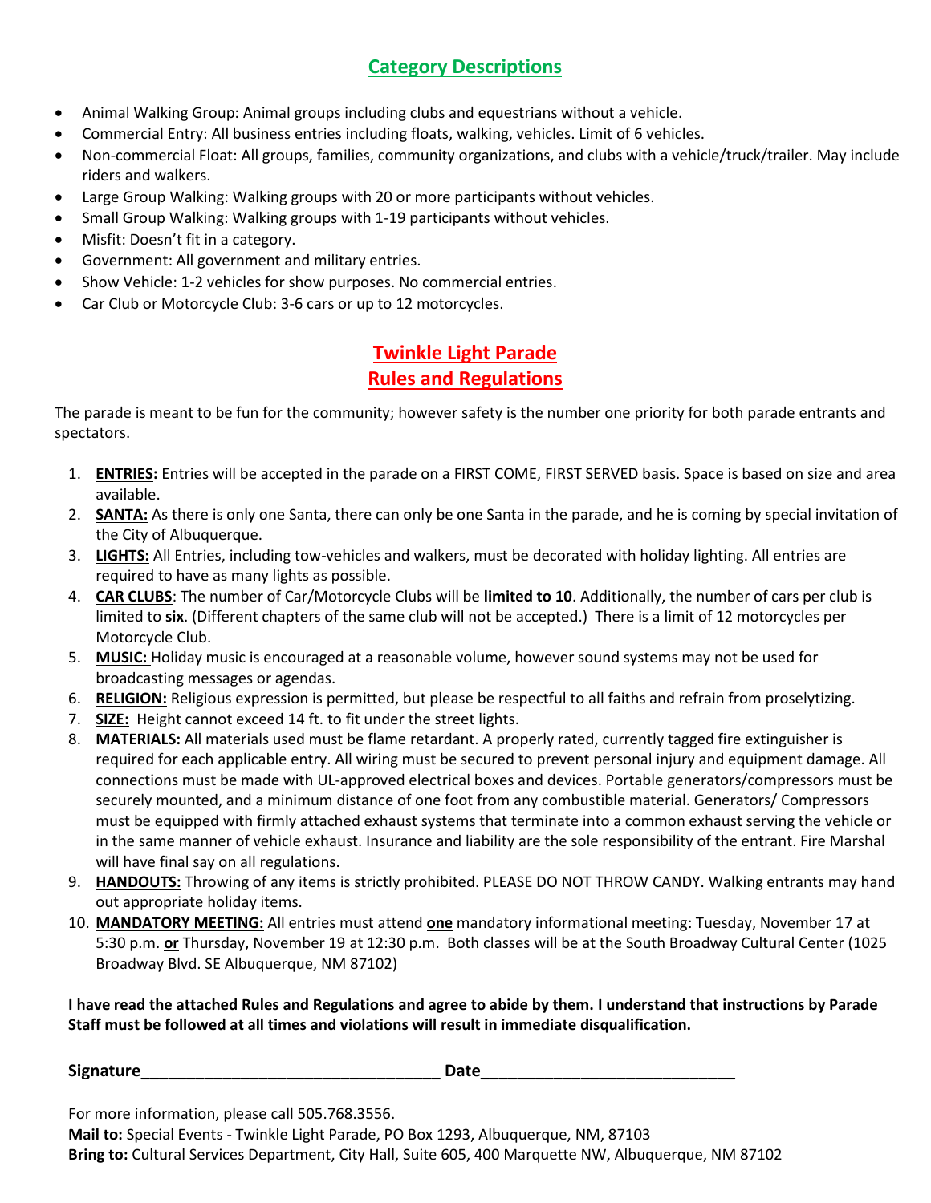## Category Descriptions

- Animal Walking Group: Animal groups including clubs and equestrians without a vehicle.
- Commercial Entry: All business entries including floats, walking, vehicles. Limit of 6 vehicles.
- Non-commercial Float: All groups, families, community organizations, and clubs with a vehicle/truck/trailer. May include riders and walkers.
- Large Group Walking: Walking groups with 20 or more participants without vehicles.
- Small Group Walking: Walking groups with 1-19 participants without vehicles.
- Misfit: Doesn't fit in a category.
- Government: All government and military entries.
- Show Vehicle: 1-2 vehicles for show purposes. No commercial entries.
- Car Club or Motorcycle Club: 3-6 cars or up to 12 motorcycles.

## Twinkle Light Parade
## Rules and Regulations

The parade is meant to be fun for the community; however safety is the number one priority for both parade entrants and spectators.

1. **ENTRIES:** Entries will be accepted in the parade on a FIRST COME, FIRST SERVED basis. Space is based on size and area available.
2. **SANTA:** As there is only one Santa, there can only be one Santa in the parade, and he is coming by special invitation of the City of Albuquerque.
3. **LIGHTS:** All Entries, including tow-vehicles and walkers, must be decorated with holiday lighting. All entries are required to have as many lights as possible.
4. **CAR CLUBS**: The number of Car/Motorcycle Clubs will be **limited to 10**. Additionally, the number of cars per club is limited to **six**. (Different chapters of the same club will not be accepted.) There is a limit of 12 motorcycles per Motorcycle Club.
5. **MUSIC:** Holiday music is encouraged at a reasonable volume, however sound systems may not be used for broadcasting messages or agendas.
6. **RELIGION:** Religious expression is permitted, but please be respectful to all faiths and refrain from proselytizing.
7. **SIZE:** Height cannot exceed 14 ft. to fit under the street lights.
8. **MATERIALS:** All materials used must be flame retardant. A properly rated, currently tagged fire extinguisher is required for each applicable entry. All wiring must be secured to prevent personal injury and equipment damage. All connections must be made with UL-approved electrical boxes and devices. Portable generators/compressors must be securely mounted, and a minimum distance of one foot from any combustible material. Generators/ Compressors must be equipped with firmly attached exhaust systems that terminate into a common exhaust serving the vehicle or in the same manner of vehicle exhaust. Insurance and liability are the sole responsibility of the entrant. Fire Marshal will have final say on all regulations.
9. **HANDOUTS:** Throwing of any items is strictly prohibited. PLEASE DO NOT THROW CANDY. Walking entrants may hand out appropriate holiday items.
10. **MANDATORY MEETING:** All entries must attend **one** mandatory informational meeting: Tuesday, November 17 at 5:30 p.m. **or** Thursday, November 19 at 12:30 p.m. Both classes will be at the South Broadway Cultural Center (1025 Broadway Blvd. SE Albuquerque, NM 87102)

**I have read the attached Rules and Regulations and agree to abide by them. I understand that instructions by Parade Staff must be followed at all times and violations will result in immediate disqualification.**

**Signature**__________________________________ **Date**____________________________

For more information, please call 505.768.3556.
**Mail to:** Special Events - Twinkle Light Parade, PO Box 1293, Albuquerque, NM, 87103
**Bring to:** Cultural Services Department, City Hall, Suite 605, 400 Marquette NW, Albuquerque, NM 87102